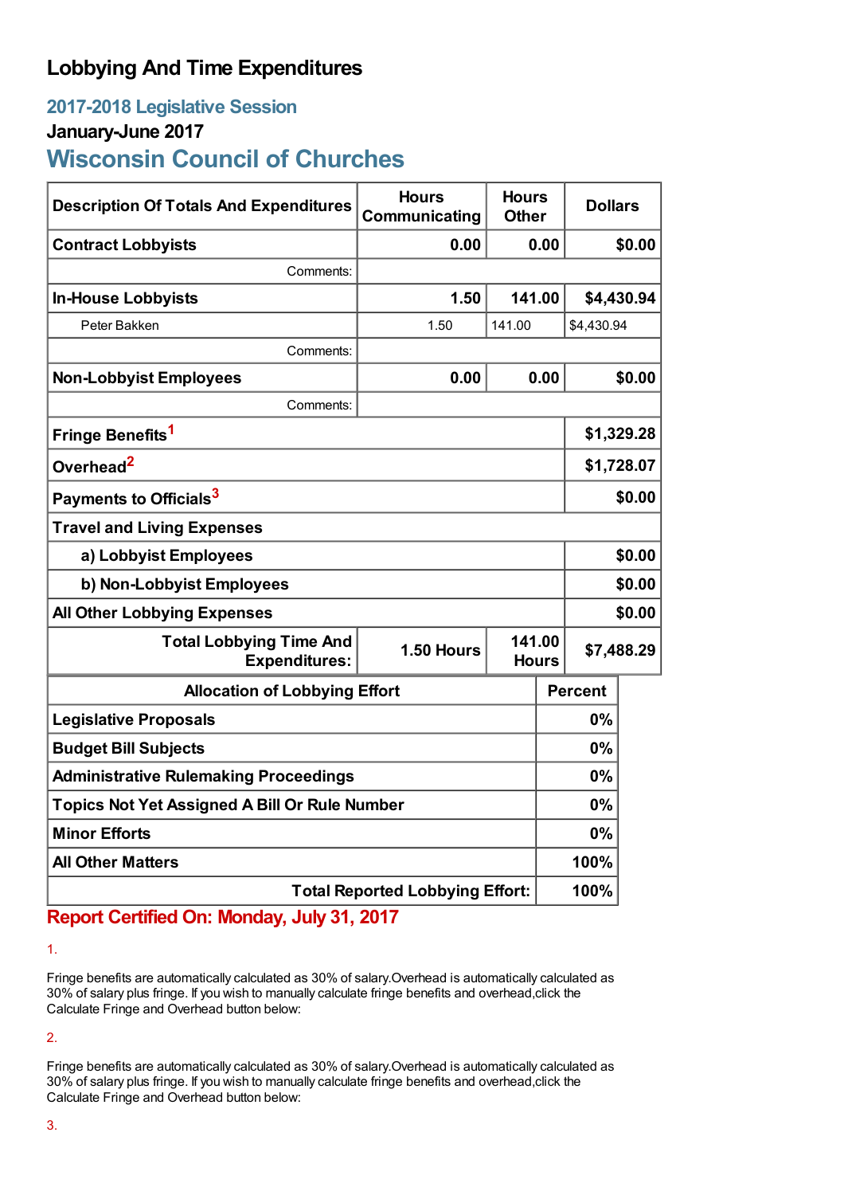# Lobbying And Time Expenditures

## 2017-2018 Legislative Session

### January-June 2017

## Wisconsin Council of Churches

| Description Of Totals And Expenditures | Hours Communicating | Hours Other | Dollars |
|---|---|---|---|
| **Contract Lobbyists** | **0.00** | **0.00** | **$0.00** |
| Comments: | | | |
| **In-House Lobbyists** | **1.50** | **141.00** | **$4,430.94** |
| Peter Bakken | 1.50 | 141.00 | $4,430.94 |
| Comments: | | | |
| **Non-Lobbyist Employees** | **0.00** | **0.00** | **$0.00** |
| Comments: | | | |
| **Fringe Benefits**[1] | | | **$1,329.28** |
| **Overhead**[2] | | | **$1,728.07** |
| **Payments to Officials**[3] | | | **$0.00** |
| **Travel and Living Expenses** | | | |
| **a) Lobbyist Employees** | | | **$0.00** |
| **b) Non-Lobbyist Employees** | | | **$0.00** |
| **All Other Lobbying Expenses** | | | **$0.00** |
| **Total Lobbying Time And Expenditures:** | **1.50 Hours** | **141.00 Hours** | **$7,488.29** |

| Allocation of Lobbying Effort | Percent |
|---|---|
| **Legislative Proposals** | **0%** |
| **Budget Bill Subjects** | **0%** |
| **Administrative Rulemaking Proceedings** | **0%** |
| **Topics Not Yet Assigned A Bill Or Rule Number** | **0%** |
| **Minor Efforts** | **0%** |
| **All Other Matters** | **100%** |
| **Total Reported Lobbying Effort:** | **100%** |

## Report Certified On: Monday, July 31, 2017

1.

Fringe benefits are automatically calculated as 30% of salary.Overhead is automatically calculated as 30% of salary plus fringe. If you wish to manually calculate fringe benefits and overhead,click the Calculate Fringe and Overhead button below:

2.

Fringe benefits are automatically calculated as 30% of salary.Overhead is automatically calculated as 30% of salary plus fringe. If you wish to manually calculate fringe benefits and overhead,click the Calculate Fringe and Overhead button below:

3.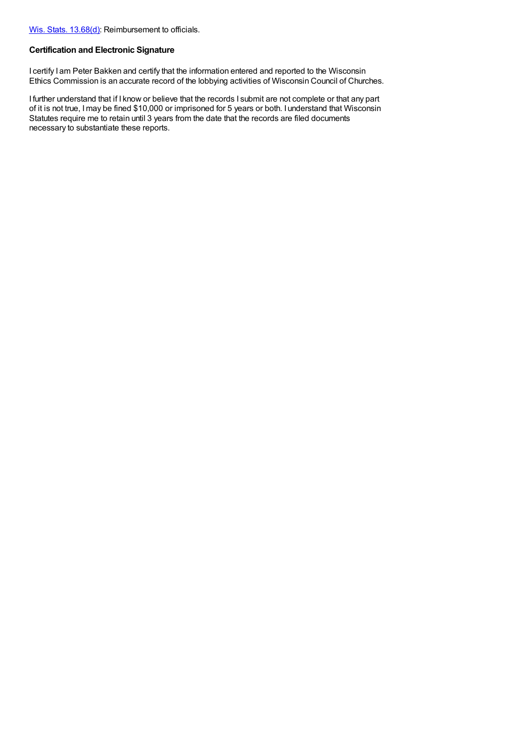Wis. Stats. 13.68(d): Reimbursement to officials.

**Certification and Electronic Signature**

I certify I am Peter Bakken and certify that the information entered and reported to the Wisconsin Ethics Commission is an accurate record of the lobbying activities of Wisconsin Council of Churches.

I further understand that if I know or believe that the records I submit are not complete or that any part of it is not true, I may be fined $10,000 or imprisoned for 5 years or both. I understand that Wisconsin Statutes require me to retain until 3 years from the date that the records are filed documents necessary to substantiate these reports.